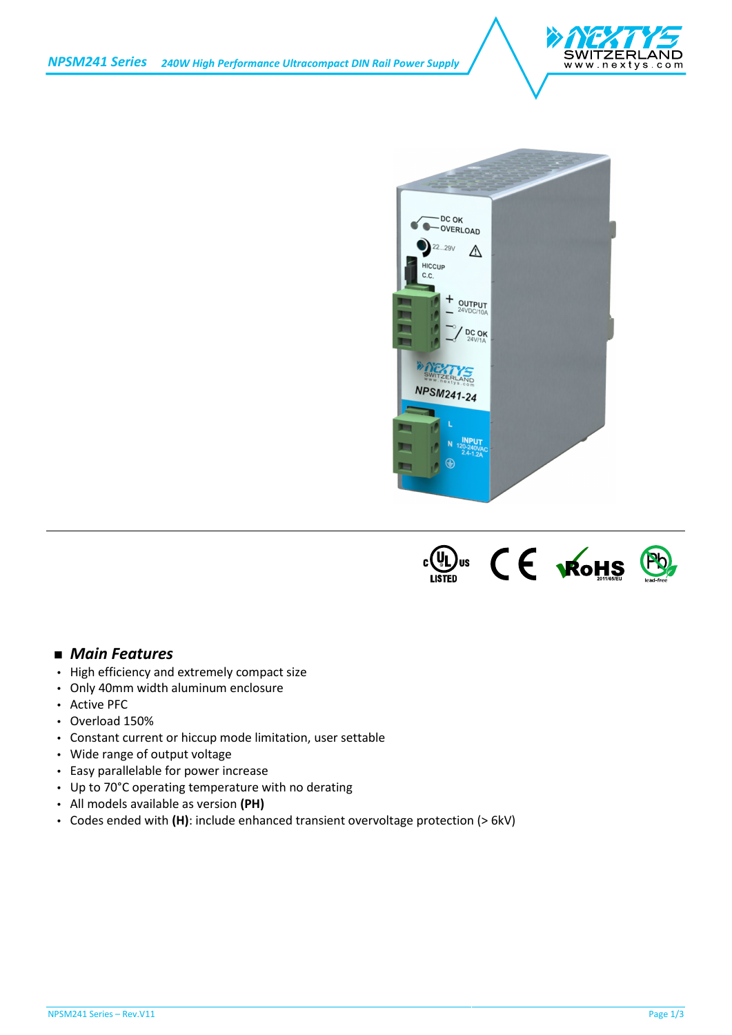# NPSM241 Series

240W High Performance Ultracompact DIN Rail Power Supply

## Main Features

- High efficiency and extremely compact size
- Only 40mm width aluminum enclosure
- Active PFC
- Overload 150%
- Constant current or hiccup mode limitation, user settable
- Wide range of output voltage
- Easy parallelable for power increase
- Up to 70°C operating temperature with no derating
- All models available as version **(PH)**
- Codes ended with **(H)**: include enhanced transient overvoltage protection (> 6kV)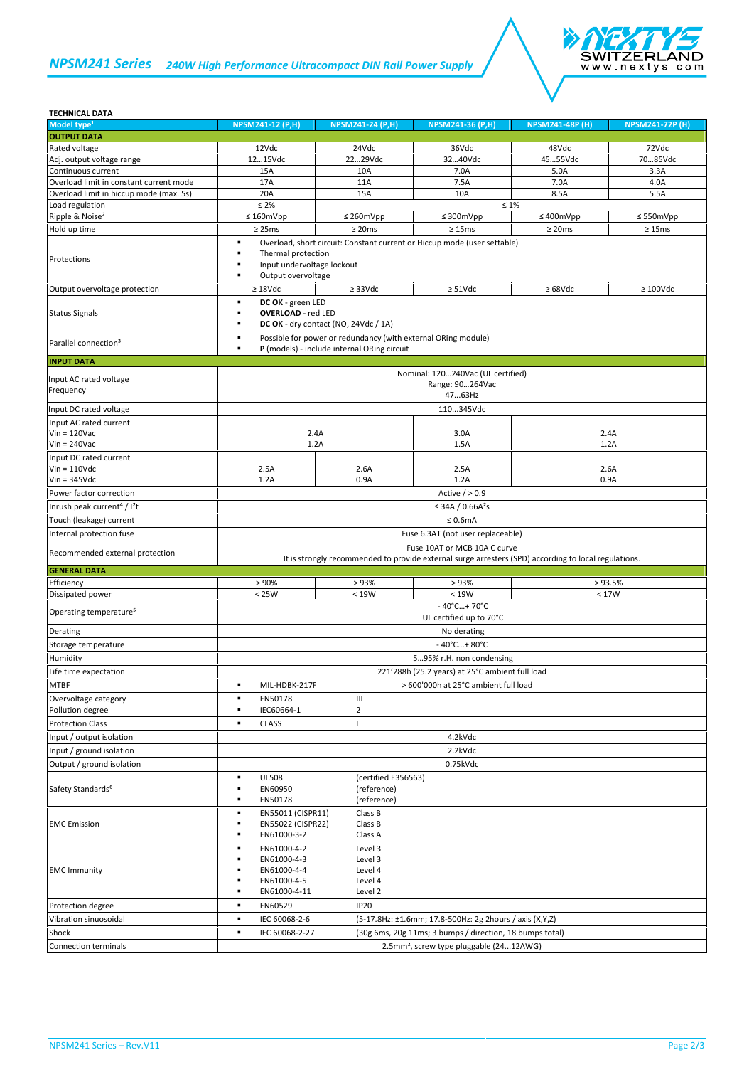# NPSM241 Series *240W High Performance Ultracompact DIN Rail Power Supply*

**TECHNICAL DATA**

| Model type[1] | NPSM241-12 (P,H) | NPSM241-24 (P,H) | NPSM241-36 (P,H) | NPSM241-48P (H) | NPSM241-72P (H) |
|---|---|---|---|---|---|
| **OUTPUT DATA** | | | | | |
| Rated voltage | 12Vdc | 24Vdc | 36Vdc | 48Vdc | 72Vdc |
| Adj. output voltage range | 12…15Vdc | 22…29Vdc | 32…40Vdc | 45…55Vdc | 70…85Vdc |
| Continuous current | 15A | 10A | 7.0A | 5.0A | 3.3A |
| Overload limit in constant current mode | 17A | 11A | 7.5A | 7.0A | 4.0A |
| Overload limit in hiccup mode (max. 5s) | 20A | 15A | 10A | 8.5A | 5.5A |
| Load regulation | ≤ 2% | ≤ 1% | | | |
| Ripple & Noise[2] | ≤ 160mVpp | ≤ 260mVpp | ≤ 300mVpp | ≤ 400mVpp | ≤ 550mVpp |
| Hold up time | ≥ 25ms | ≥ 20ms | ≥ 15ms | ≥ 20ms | ≥ 15ms |
| Protections | ▪ Overload, short circuit: Constant current or Hiccup mode (user settable)<br>▪ Thermal protection<br>▪ Input undervoltage lockout<br>▪ Output overvoltage | | | | |
| Output overvoltage protection | ≥ 18Vdc | ≥ 33Vdc | ≥ 51Vdc | ≥ 68Vdc | ≥ 100Vdc |
| Status Signals | ▪ **DC OK** - green LED<br>▪ **OVERLOAD** - red LED<br>▪ **DC OK** - dry contact (NO, 24Vdc / 1A) | | | | |
| Parallel connection[3] | ▪ Possible for power or redundancy (with external ORing module)<br>▪ **P** (models) - include internal ORing circuit | | | | |
| **INPUT DATA** | | | | | |
| Input AC rated voltage<br>Frequency | Nominal: 120…240Vac (UL certified)<br>Range: 90…264Vac<br>47…63Hz | | | | |
| Input DC rated voltage | 110…345Vdc | | | | |
| Input AC rated current<br>Vin = 120Vac<br>Vin = 240Vac | 2.4A<br>1.2A | | 3.0A<br>1.5A | 2.4A<br>1.2A | |
| Input DC rated current<br>Vin = 110Vdc<br>Vin = 345Vdc | 2.5A<br>1.2A | 2.6A<br>0.9A | 2.5A<br>1.2A | 2.6A<br>0.9A | |
| Power factor correction | Active / > 0.9 | | | | |
| Inrush peak current[4] / $I^2t$ | ≤ 34A / 0.66A²s | | | | |
| Touch (leakage) current | ≤ 0.6mA | | | | |
| Internal protection fuse | Fuse 6.3AT (not user replaceable) | | | | |
| Recommended external protection | Fuse 10AT or MCB 10A C curve<br>It is strongly recommended to provide external surge arresters (SPD) according to local regulations. | | | | |
| **GENERAL DATA** | | | | | |
| Efficiency | > 90% | > 93% | > 93% | > 93.5% | |
| Dissipated power | < 25W | < 19W | < 19W | < 17W | |
| Operating temperature[5] | - 40°C…+ 70°C<br>UL certified up to 70°C | | | | |
| Derating | No derating | | | | |
| Storage temperature | - 40°C…+ 80°C | | | | |
| Humidity | 5…95% r.H. non condensing | | | | |
| Life time expectation | 221'288h (25.2 years) at 25°C ambient full load | | | | |
| MTBF | ▪ MIL-HDBK-217F: > 600'000h at 25°C ambient full load | | | | |
| Overvoltage category<br>Pollution degree | ▪ EN50178: III<br>▪ IEC60664-1: 2 | | | | |
| Protection Class | ▪ CLASS: I | | | | |
| Input / output isolation | 4.2kVdc | | | | |
| Input / ground isolation | 2.2kVdc | | | | |
| Output / ground isolation | 0.75kVdc | | | | |
| Safety Standards[6] | ▪ UL508 (certified E356563)<br>▪ EN60950 (reference)<br>▪ EN50178 (reference) | | | | |
| EMC Emission | ▪ EN55011 (CISPR11) Class B<br>▪ EN55022 (CISPR22) Class B<br>▪ EN61000-3-2 Class A | | | | |
| EMC Immunity | ▪ EN61000-4-2 Level 3<br>▪ EN61000-4-3 Level 3<br>▪ EN61000-4-4 Level 4<br>▪ EN61000-4-5 Level 4<br>▪ EN61000-4-11 Level 2 | | | | |
| Protection degree | ▪ EN60529: IP20 | | | | |
| Vibration sinusoidal | ▪ IEC 60068-2-6: (5-17.8Hz: ±1.6mm; 17.8-500Hz: 2g 2hours / axis (X,Y,Z) | | | | |
| Shock | ▪ IEC 60068-2-27: (30g 6ms, 20g 11ms; 3 bumps / direction, 18 bumps total) | | | | |
| Connection terminals | 2.5mm², screw type pluggable (24…12AWG) | | | | |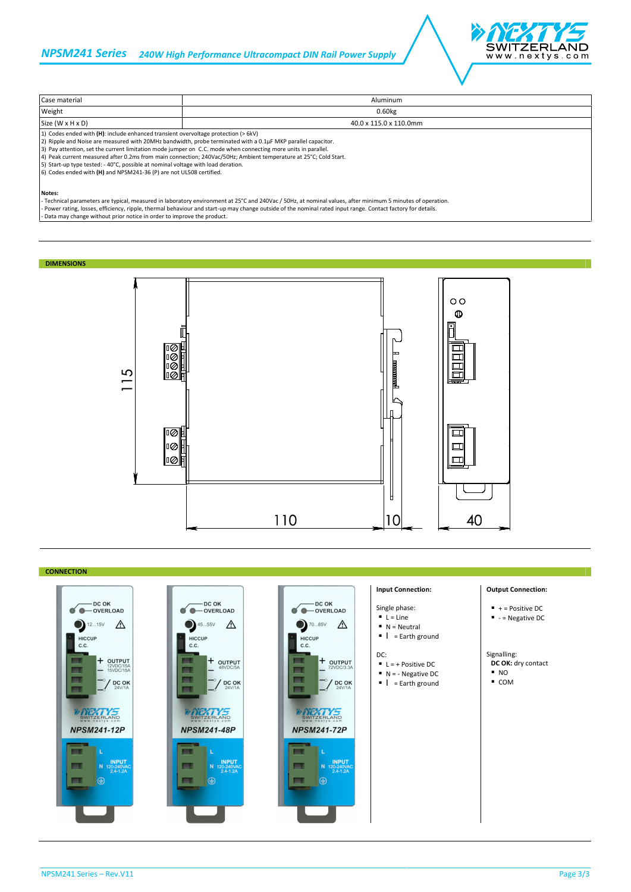| | |
|---|---|
| Case material | Aluminum |
| Weight | 0.60kg |
| Size (W x H x D) | 40.0 x 115.0 x 110.0mm |

1) Codes ended with **(H)**: include enhanced transient overvoltage protection (> 6kV)
2) Ripple and Noise are measured with 20MHz bandwidth, probe terminated with a 0.1µF MKP parallel capacitor.
3) Pay attention, set the current limitation mode jumper on C.C. mode when connecting more units in parallel.
4) Peak current measured after 0.2ms from main connection; 240Vac/50Hz; Ambient temperature at 25°C; Cold Start.
5) Start-up type tested: - 40°C, possible at nominal voltage with load deration.
6) Codes ended with **(H)** and NPSM241-36 (P) are not UL508 certified.

**Notes:**
- Technical parameters are typical, measured in laboratory environment at 25°C and 240Vac / 50Hz, at nominal values, after minimum 5 minutes of operation.
- Power rating, losses, efficiency, ripple, thermal behaviour and start-up may change outside of the nominal rated input range. Contact factory for details.
- Data may change without prior notice in order to improve the product.

## DIMENSIONS

115

110

10

40

## CONNECTION

DC OK
OVERLOAD
12...15V
HICCUP
C.C.
OUTPUT
12VDC/15A
15VDC/15A
DC OK
24V/1A
NPSM241-12P
L
N
INPUT
120-240VAC
2.4-1.2A

DC OK
OVERLOAD
45...55V
HICCUP
C.C.
OUTPUT
48VDC/5A
DC OK
24V/1A
NPSM241-48P
L
N
INPUT
120-240VAC
2.4-1.2A

DC OK
OVERLOAD
70...85V
HICCUP
C.C.
OUTPUT
72VDC/3.3A
DC OK
24V/1A
NPSM241-72P
L
N
INPUT
120-240VAC
2.4-1.2A

**Input Connection:**

Single phase:
- L = Line
- N = Neutral
- ⏚ = Earth ground

DC:
- L = + Positive DC
- N = - Negative DC
- ⏚ = Earth ground

**Output Connection:**

- + = Positive DC
- - = Negative DC

Signalling:
**DC OK:** dry contact
- NO
- COM